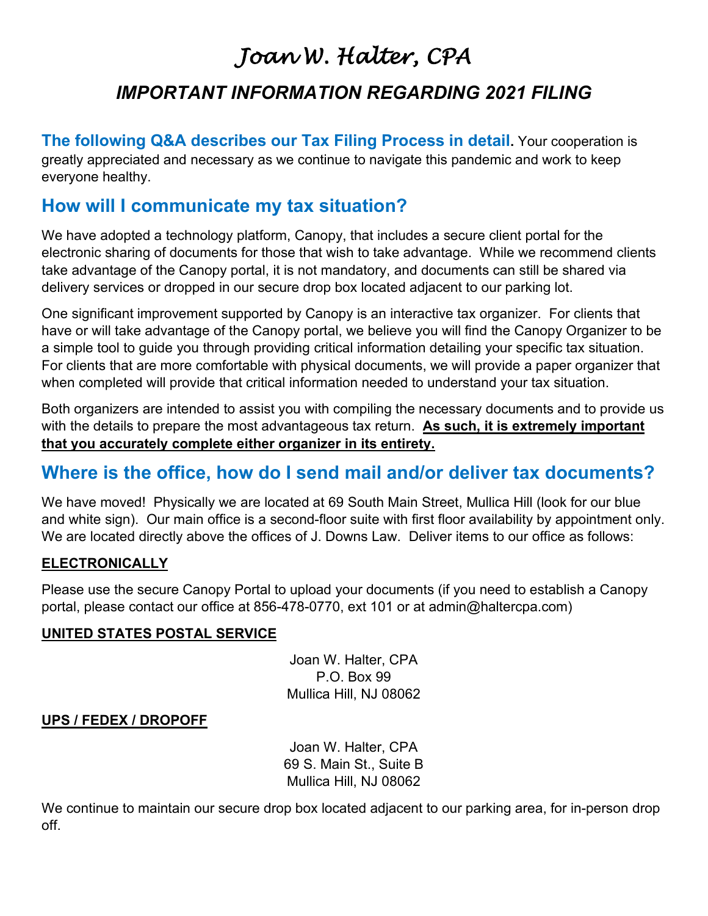# Joan W. Halter, CPA

## *IMPORTANT INFORMATION REGARDING 2021 FILING*

**The following Q&A describes our Tax Filing Process in detail.** Your cooperation is greatly appreciated and necessary as we continue to navigate this pandemic and work to keep everyone healthy.

## How will I communicate my tax situation?

We have adopted a technology platform, Canopy, that includes a secure client portal for the electronic sharing of documents for those that wish to take advantage. While we recommend clients take advantage of the Canopy portal, it is not mandatory, and documents can still be shared via delivery services or dropped in our secure drop box located adjacent to our parking lot.

One significant improvement supported by Canopy is an interactive tax organizer. For clients that have or will take advantage of the Canopy portal, we believe you will find the Canopy Organizer to be a simple tool to guide you through providing critical information detailing your specific tax situation. For clients that are more comfortable with physical documents, we will provide a paper organizer that when completed will provide that critical information needed to understand your tax situation.

Both organizers are intended to assist you with compiling the necessary documents and to provide us with the details to prepare the most advantageous tax return. **<u>As such, it is extremely important that you accurately complete either organizer in its entirety.</u>**

## Where is the office, how do I send mail and/or deliver tax documents?

We have moved! Physically we are located at 69 South Main Street, Mullica Hill (look for our blue and white sign). Our main office is a second-floor suite with first floor availability by appointment only. We are located directly above the offices of J. Downs Law. Deliver items to our office as follows:

**<u>ELECTRONICALLY</u>**

Please use the secure Canopy Portal to upload your documents (if you need to establish a Canopy portal, please contact our office at 856-478-0770, ext 101 or at admin@haltercpa.com)

**<u>UNITED STATES POSTAL SERVICE</u>**

Joan W. Halter, CPA
P.O. Box 99
Mullica Hill, NJ 08062

**<u>UPS / FEDEX / DROPOFF</u>**

Joan W. Halter, CPA
69 S. Main St., Suite B
Mullica Hill, NJ 08062

We continue to maintain our secure drop box located adjacent to our parking area, for in-person drop off.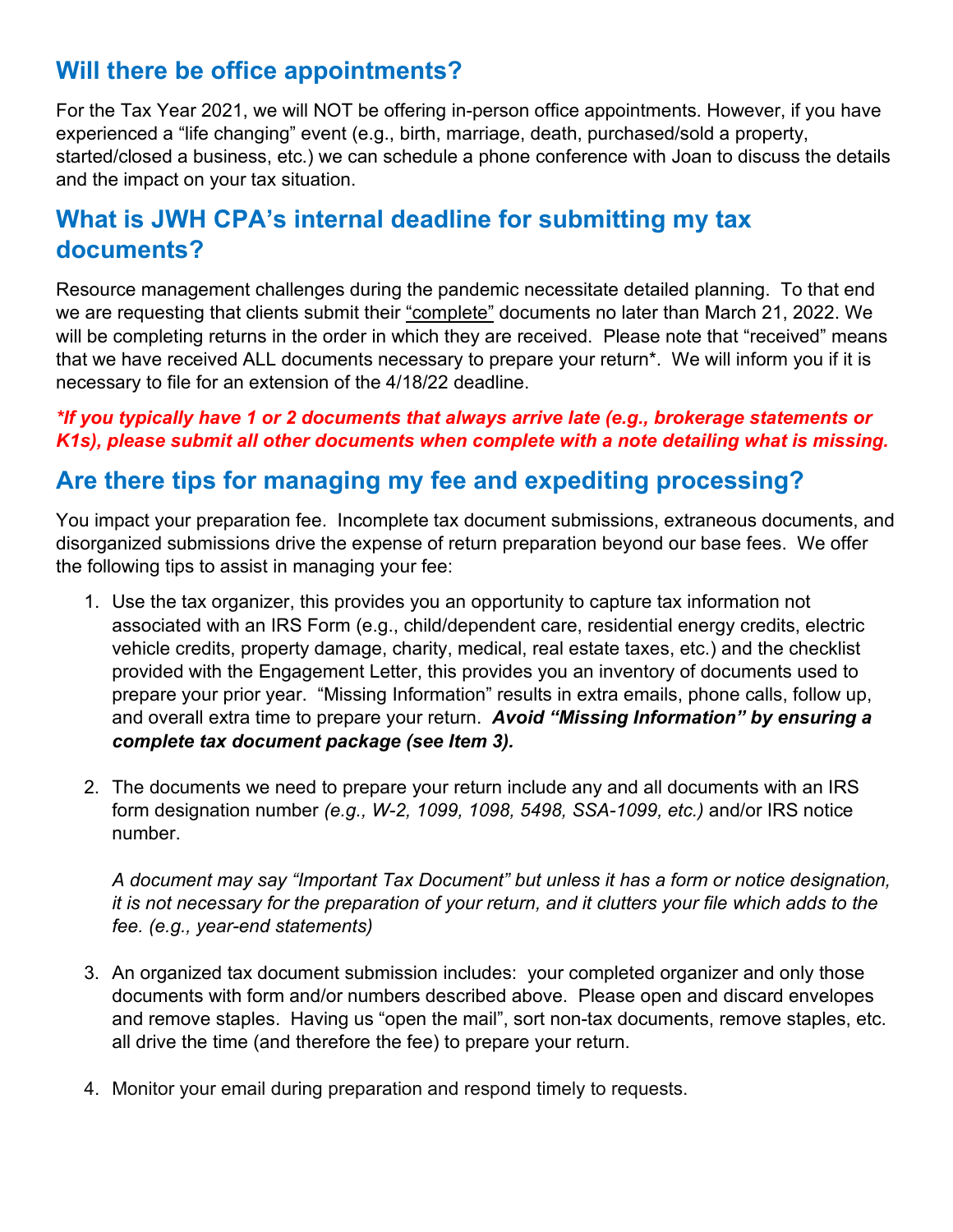## Will there be office appointments?

For the Tax Year 2021, we will NOT be offering in-person office appointments. However, if you have experienced a "life changing" event (e.g., birth, marriage, death, purchased/sold a property, started/closed a business, etc.) we can schedule a phone conference with Joan to discuss the details and the impact on your tax situation.

## What is JWH CPA's internal deadline for submitting my tax documents?

Resource management challenges during the pandemic necessitate detailed planning. To that end we are requesting that clients submit their <u>"complete"</u> documents no later than March 21, 2022. We will be completing returns in the order in which they are received. Please note that "received" means that we have received ALL documents necessary to prepare your return*. We will inform you if it is necessary to file for an extension of the 4/18/22 deadline.

***If you typically have 1 or 2 documents that always arrive late (e.g., brokerage statements or K1s), please submit all other documents when complete with a note detailing what is missing.***

## Are there tips for managing my fee and expediting processing?

You impact your preparation fee. Incomplete tax document submissions, extraneous documents, and disorganized submissions drive the expense of return preparation beyond our base fees. We offer the following tips to assist in managing your fee:

1. Use the tax organizer, this provides you an opportunity to capture tax information not associated with an IRS Form (e.g., child/dependent care, residential energy credits, electric vehicle credits, property damage, charity, medical, real estate taxes, etc.) and the checklist provided with the Engagement Letter, this provides you an inventory of documents used to prepare your prior year. "Missing Information" results in extra emails, phone calls, follow up, and overall extra time to prepare your return. ***Avoid "Missing Information" by ensuring a complete tax document package (see Item 3).***

2. The documents we need to prepare your return include any and all documents with an IRS form designation number *(e.g., W-2, 1099, 1098, 5498, SSA-1099, etc.)* and/or IRS notice number.

   *A document may say "Important Tax Document" but unless it has a form or notice designation, it is not necessary for the preparation of your return, and it clutters your file which adds to the fee. (e.g., year-end statements)*

3. An organized tax document submission includes: your completed organizer and only those documents with form and/or numbers described above. Please open and discard envelopes and remove staples. Having us "open the mail", sort non-tax documents, remove staples, etc. all drive the time (and therefore the fee) to prepare your return.

4. Monitor your email during preparation and respond timely to requests.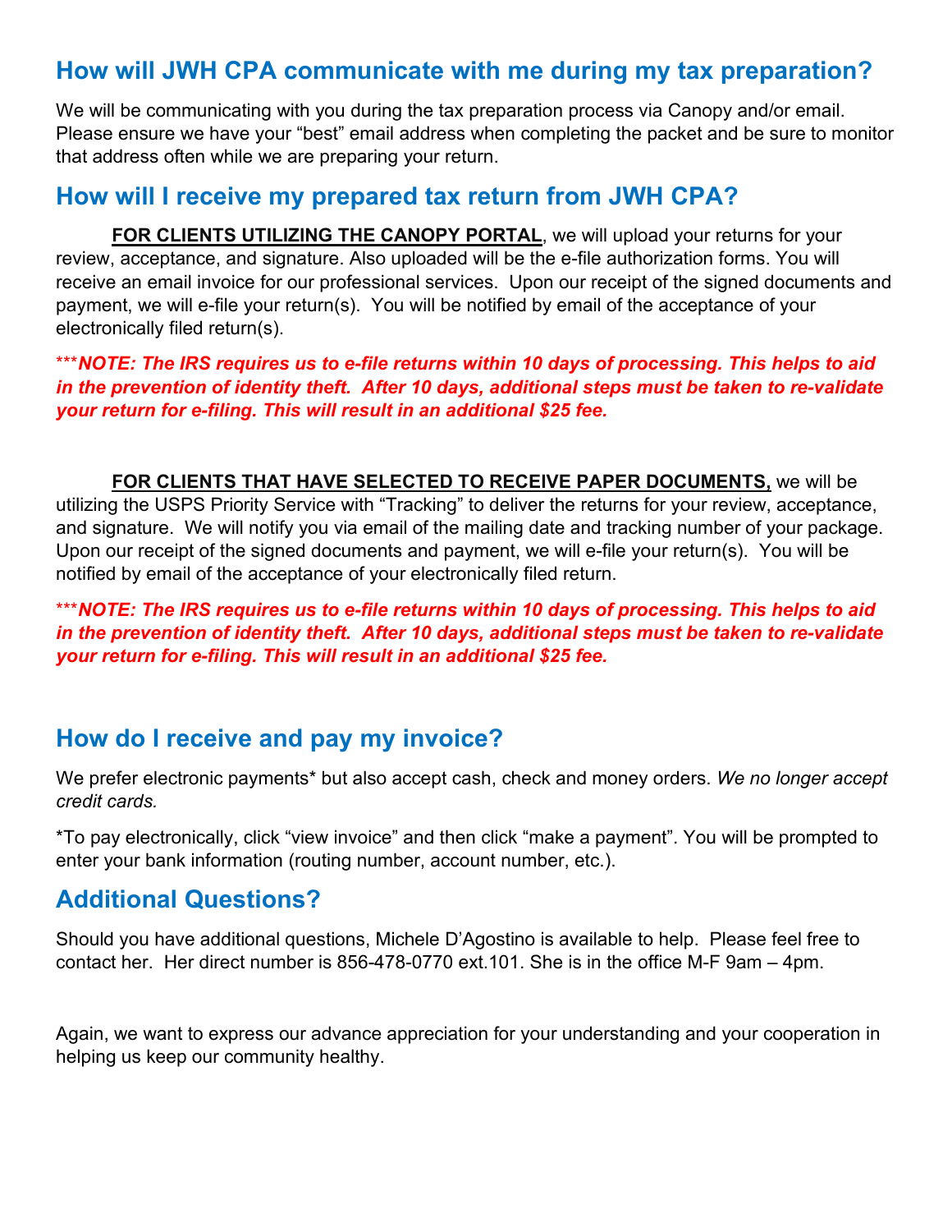## How will JWH CPA communicate with me during my tax preparation?

We will be communicating with you during the tax preparation process via Canopy and/or email. Please ensure we have your "best" email address when completing the packet and be sure to monitor that address often while we are preparing your return.

## How will I receive my prepared tax return from JWH CPA?

**FOR CLIENTS UTILIZING THE CANOPY PORTAL**, we will upload your returns for your review, acceptance, and signature. Also uploaded will be the e-file authorization forms. You will receive an email invoice for our professional services. Upon our receipt of the signed documents and payment, we will e-file your return(s). You will be notified by email of the acceptance of your electronically filed return(s).

****NOTE: The IRS requires us to e-file returns within 10 days of processing. This helps to aid in the prevention of identity theft. After 10 days, additional steps must be taken to re-validate your return for e-filing. This will result in an additional $25 fee.***

**FOR CLIENTS THAT HAVE SELECTED TO RECEIVE PAPER DOCUMENTS,** we will be utilizing the USPS Priority Service with "Tracking" to deliver the returns for your review, acceptance, and signature. We will notify you via email of the mailing date and tracking number of your package. Upon our receipt of the signed documents and payment, we will e-file your return(s). You will be notified by email of the acceptance of your electronically filed return.

****NOTE: The IRS requires us to e-file returns within 10 days of processing. This helps to aid in the prevention of identity theft. After 10 days, additional steps must be taken to re-validate your return for e-filing. This will result in an additional $25 fee.***

## How do I receive and pay my invoice?

We prefer electronic payments* but also accept cash, check and money orders. *We no longer accept credit cards.*

*To pay electronically, click "view invoice" and then click "make a payment". You will be prompted to enter your bank information (routing number, account number, etc.).

## Additional Questions?

Should you have additional questions, Michele D'Agostino is available to help. Please feel free to contact her. Her direct number is 856-478-0770 ext.101. She is in the office M-F 9am – 4pm.

Again, we want to express our advance appreciation for your understanding and your cooperation in helping us keep our community healthy.